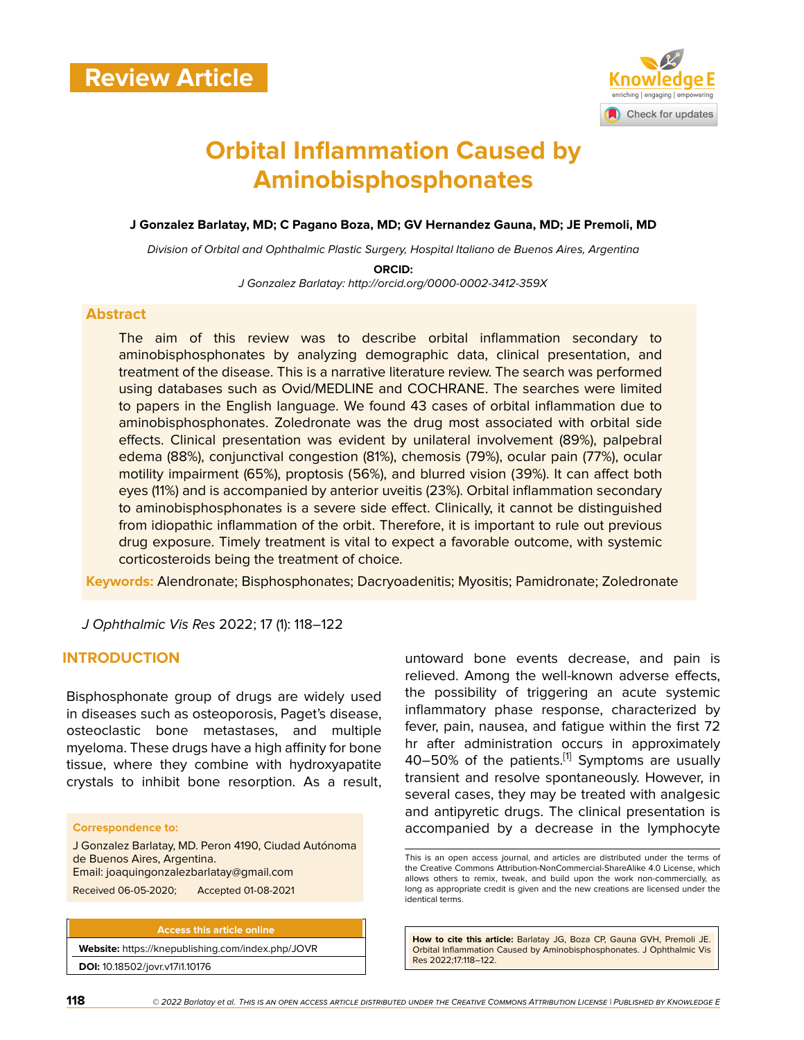Review Article

# Orbital Inflammation Caused by Aminobisphosphonates

**J Gonzalez Barlatay, MD; C Pagano Boza, MD; GV Hernandez Gauna, MD; JE Premoli, MD**

*Division of Orbital and Ophthalmic Plastic Surgery, Hospital Italiano de Buenos Aires, Argentina*

**ORCID:**

*J Gonzalez Barlatay: http://orcid.org/0000-0002-3412-359X*

## Abstract

The aim of this review was to describe orbital inflammation secondary to aminobisphosphonates by analyzing demographic data, clinical presentation, and treatment of the disease. This is a narrative literature review. The search was performed using databases such as Ovid/MEDLINE and COCHRANE. The searches were limited to papers in the English language. We found 43 cases of orbital inflammation due to aminobisphosphonates. Zoledronate was the drug most associated with orbital side effects. Clinical presentation was evident by unilateral involvement (89%), palpebral edema (88%), conjunctival congestion (81%), chemosis (79%), ocular pain (77%), ocular motility impairment (65%), proptosis (56%), and blurred vision (39%). It can affect both eyes (11%) and is accompanied by anterior uveitis (23%). Orbital inflammation secondary to aminobisphosphonates is a severe side effect. Clinically, it cannot be distinguished from idiopathic inflammation of the orbit. Therefore, it is important to rule out previous drug exposure. Timely treatment is vital to expect a favorable outcome, with systemic corticosteroids being the treatment of choice.

**Keywords:** Alendronate; Bisphosphonates; Dacryoadenitis; Myositis; Pamidronate; Zoledronate

*J Ophthalmic Vis Res* 2022; 17 (1): 118–122

## INTRODUCTION

Bisphosphonate group of drugs are widely used in diseases such as osteoporosis, Paget's disease, osteoclastic bone metastases, and multiple myeloma. These drugs have a high affinity for bone tissue, where they combine with hydroxyapatite crystals to inhibit bone resorption. As a result, untoward bone events decrease, and pain is relieved. Among the well-known adverse effects, the possibility of triggering an acute systemic inflammatory phase response, characterized by fever, pain, nausea, and fatigue within the first 72 hr after administration occurs in approximately 40–50% of the patients.[1] Symptoms are usually transient and resolve spontaneously. However, in several cases, they may be treated with analgesic and antipyretic drugs. The clinical presentation is accompanied by a decrease in the lymphocyte

**Correspondence to:**

J Gonzalez Barlatay, MD. Peron 4190, Ciudad Autónoma de Buenos Aires, Argentina.
Email: joaquingonzalezbarlatay@gmail.com

Received 06-05-2020; Accepted 01-08-2021

**Access this article online**

**Website:** https://knepublishing.com/index.php/JOVR

**DOI:** 10.18502/jovr.v17i1.10176

This is an open access journal, and articles are distributed under the terms of the Creative Commons Attribution-NonCommercial-ShareAlike 4.0 License, which allows others to remix, tweak, and build upon the work non-commercially, as long as appropriate credit is given and the new creations are licensed under the identical terms.

**How to cite this article:** Barlatay JG, Boza CP, Gauna GVH, Premoli JE. Orbital Inflammation Caused by Aminobisphosphonates. J Ophthalmic Vis Res 2022;17:118–122.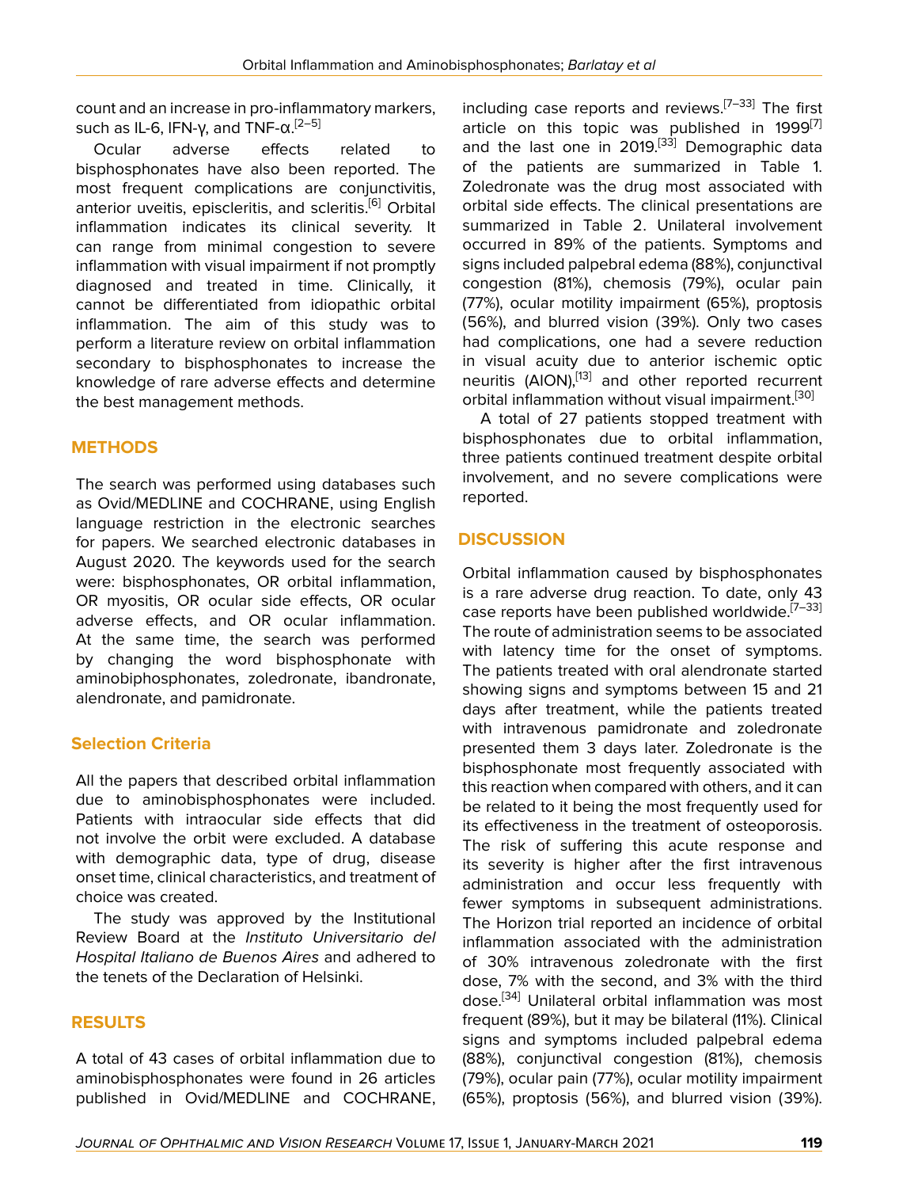count and an increase in pro-inflammatory markers, such as IL-6, IFN-γ, and TNF-α.[2–5]

Ocular adverse effects related to bisphosphonates have also been reported. The most frequent complications are conjunctivitis, anterior uveitis, episcleritis, and scleritis.[6] Orbital inflammation indicates its clinical severity. It can range from minimal congestion to severe inflammation with visual impairment if not promptly diagnosed and treated in time. Clinically, it cannot be differentiated from idiopathic orbital inflammation. The aim of this study was to perform a literature review on orbital inflammation secondary to bisphosphonates to increase the knowledge of rare adverse effects and determine the best management methods.

## METHODS

The search was performed using databases such as Ovid/MEDLINE and COCHRANE, using English language restriction in the electronic searches for papers. We searched electronic databases in August 2020. The keywords used for the search were: bisphosphonates, OR orbital inflammation, OR myositis, OR ocular side effects, OR ocular adverse effects, and OR ocular inflammation. At the same time, the search was performed by changing the word bisphosphonate with aminobiphosphonates, zoledronate, ibandronate, alendronate, and pamidronate.

### Selection Criteria

All the papers that described orbital inflammation due to aminobisphosphonates were included. Patients with intraocular side effects that did not involve the orbit were excluded. A database with demographic data, type of drug, disease onset time, clinical characteristics, and treatment of choice was created.

The study was approved by the Institutional Review Board at the *Instituto Universitario del Hospital Italiano de Buenos Aires* and adhered to the tenets of the Declaration of Helsinki.

## RESULTS

A total of 43 cases of orbital inflammation due to aminobisphosphonates were found in 26 articles published in Ovid/MEDLINE and COCHRANE, including case reports and reviews.[7–33] The first article on this topic was published in 1999[7] and the last one in 2019.[33] Demographic data of the patients are summarized in Table 1. Zoledronate was the drug most associated with orbital side effects. The clinical presentations are summarized in Table 2. Unilateral involvement occurred in 89% of the patients. Symptoms and signs included palpebral edema (88%), conjunctival congestion (81%), chemosis (79%), ocular pain (77%), ocular motility impairment (65%), proptosis (56%), and blurred vision (39%). Only two cases had complications, one had a severe reduction in visual acuity due to anterior ischemic optic neuritis (AION),[13] and other reported recurrent orbital inflammation without visual impairment.[30]

A total of 27 patients stopped treatment with bisphosphonates due to orbital inflammation, three patients continued treatment despite orbital involvement, and no severe complications were reported.

## DISCUSSION

Orbital inflammation caused by bisphosphonates is a rare adverse drug reaction. To date, only 43 case reports have been published worldwide.[7–33] The route of administration seems to be associated with latency time for the onset of symptoms. The patients treated with oral alendronate started showing signs and symptoms between 15 and 21 days after treatment, while the patients treated with intravenous pamidronate and zoledronate presented them 3 days later. Zoledronate is the bisphosphonate most frequently associated with this reaction when compared with others, and it can be related to it being the most frequently used for its effectiveness in the treatment of osteoporosis. The risk of suffering this acute response and its severity is higher after the first intravenous administration and occur less frequently with fewer symptoms in subsequent administrations. The Horizon trial reported an incidence of orbital inflammation associated with the administration of 30% intravenous zoledronate with the first dose, 7% with the second, and 3% with the third dose.[34] Unilateral orbital inflammation was most frequent (89%), but it may be bilateral (11%). Clinical signs and symptoms included palpebral edema (88%), conjunctival congestion (81%), chemosis (79%), ocular pain (77%), ocular motility impairment (65%), proptosis (56%), and blurred vision (39%).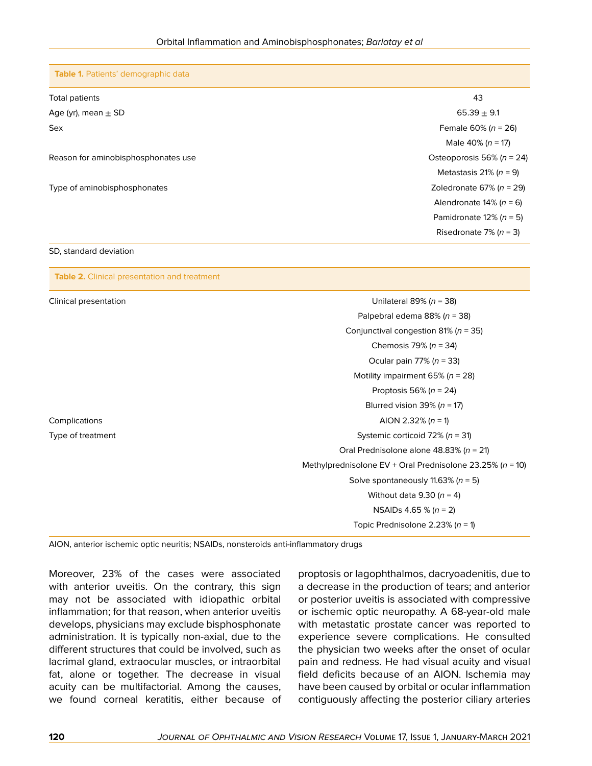**Table 1.** Patients' demographic data

| | |
|---|---|
| Total patients | 43 |
| Age (yr), mean ± SD | 65.39 ± 9.1 |
| Sex | Female 60% (*n* = 26) |
| | Male 40% (*n* = 17) |
| Reason for aminobisphosphonates use | Osteoporosis 56% (*n* = 24) |
| | Metastasis 21% (*n* = 9) |
| Type of aminobisphosphonates | Zoledronate 67% (*n* = 29) |
| | Alendronate 14% (*n* = 6) |
| | Pamidronate 12% (*n* = 5) |
| | Risedronate 7% (*n* = 3) |

SD, standard deviation

**Table 2.** Clinical presentation and treatment

| | |
|---|---|
| Clinical presentation | Unilateral 89% (*n* = 38) |
| | Palpebral edema 88% (*n* = 38) |
| | Conjunctival congestion 81% (*n* = 35) |
| | Chemosis 79% (*n* = 34) |
| | Ocular pain 77% (*n* = 33) |
| | Motility impairment 65% (*n* = 28) |
| | Proptosis 56% (*n* = 24) |
| | Blurred vision 39% (*n* = 17) |
| Complications | AION 2.32% (*n* = 1) |
| Type of treatment | Systemic corticoid 72% (*n* = 31) |
| | Oral Prednisolone alone 48.83% (*n* = 21) |
| | Methylprednisolone EV + Oral Prednisolone 23.25% (*n* = 10) |
| | Solve spontaneously 11.63% (*n* = 5) |
| | Without data 9.30 (*n* = 4) |
| | NSAIDs 4.65 % (*n* = 2) |
| | Topic Prednisolone 2.23% (*n* = 1) |

AION, anterior ischemic optic neuritis; NSAIDs, nonsteroids anti-inflammatory drugs

Moreover, 23% of the cases were associated with anterior uveitis. On the contrary, this sign may not be associated with idiopathic orbital inflammation; for that reason, when anterior uveitis develops, physicians may exclude bisphosphonate administration. It is typically non-axial, due to the different structures that could be involved, such as lacrimal gland, extraocular muscles, or intraorbital fat, alone or together. The decrease in visual acuity can be multifactorial. Among the causes, we found corneal keratitis, either because of proptosis or lagophthalmos, dacryoadenitis, due to a decrease in the production of tears; and anterior or posterior uveitis is associated with compressive or ischemic optic neuropathy. A 68-year-old male with metastatic prostate cancer was reported to experience severe complications. He consulted the physician two weeks after the onset of ocular pain and redness. He had visual acuity and visual field deficits because of an AION. Ischemia may have been caused by orbital or ocular inflammation contiguously affecting the posterior ciliary arteries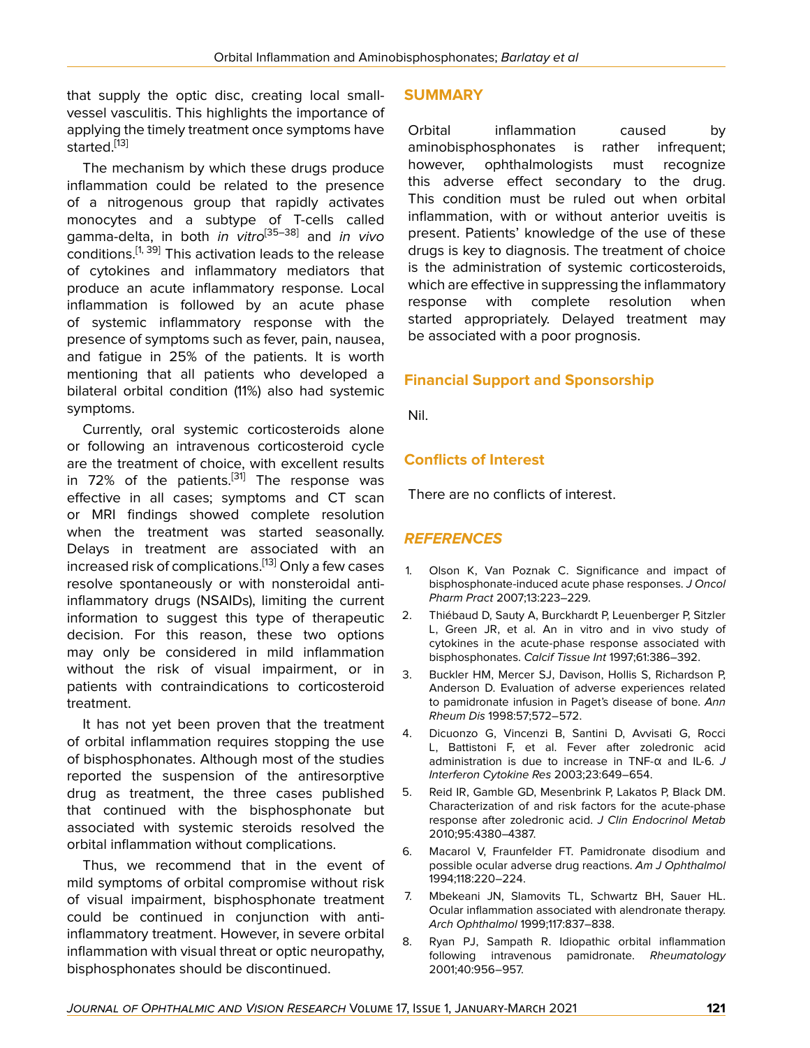that supply the optic disc, creating local small-vessel vasculitis. This highlights the importance of applying the timely treatment once symptoms have started.[13]

The mechanism by which these drugs produce inflammation could be related to the presence of a nitrogenous group that rapidly activates monocytes and a subtype of T-cells called gamma-delta, in both *in vitro*[35–38] and *in vivo* conditions.[1, 39] This activation leads to the release of cytokines and inflammatory mediators that produce an acute inflammatory response. Local inflammation is followed by an acute phase of systemic inflammatory response with the presence of symptoms such as fever, pain, nausea, and fatigue in 25% of the patients. It is worth mentioning that all patients who developed a bilateral orbital condition (11%) also had systemic symptoms.

Currently, oral systemic corticosteroids alone or following an intravenous corticosteroid cycle are the treatment of choice, with excellent results in 72% of the patients.[31] The response was effective in all cases; symptoms and CT scan or MRI findings showed complete resolution when the treatment was started seasonally. Delays in treatment are associated with an increased risk of complications.[13] Only a few cases resolve spontaneously or with nonsteroidal anti-inflammatory drugs (NSAIDs), limiting the current information to suggest this type of therapeutic decision. For this reason, these two options may only be considered in mild inflammation without the risk of visual impairment, or in patients with contraindications to corticosteroid treatment.

It has not yet been proven that the treatment of orbital inflammation requires stopping the use of bisphosphonates. Although most of the studies reported the suspension of the antiresorptive drug as treatment, the three cases published that continued with the bisphosphonate but associated with systemic steroids resolved the orbital inflammation without complications.

Thus, we recommend that in the event of mild symptoms of orbital compromise without risk of visual impairment, bisphosphonate treatment could be continued in conjunction with anti-inflammatory treatment. However, in severe orbital inflammation with visual threat or optic neuropathy, bisphosphonates should be discontinued.

## SUMMARY

Orbital inflammation caused by aminobisphosphonates is rather infrequent; however, ophthalmologists must recognize this adverse effect secondary to the drug. This condition must be ruled out when orbital inflammation, with or without anterior uveitis is present. Patients' knowledge of the use of these drugs is key to diagnosis. The treatment of choice is the administration of systemic corticosteroids, which are effective in suppressing the inflammatory response with complete resolution when started appropriately. Delayed treatment may be associated with a poor prognosis.

## Financial Support and Sponsorship

Nil.

## Conflicts of Interest

There are no conflicts of interest.

## *REFERENCES*

1. Olson K, Van Poznak C. Significance and impact of bisphosphonate-induced acute phase responses. *J Oncol Pharm Pract* 2007;13:223–229.
2. Thiébaud D, Sauty A, Burckhardt P, Leuenberger P, Sitzler L, Green JR, et al. An in vitro and in vivo study of cytokines in the acute-phase response associated with bisphosphonates. *Calcif Tissue Int* 1997;61:386–392.
3. Buckler HM, Mercer SJ, Davison, Hollis S, Richardson P, Anderson D. Evaluation of adverse experiences related to pamidronate infusion in Paget's disease of bone. *Ann Rheum Dis* 1998:57;572–572.
4. Dicuonzo G, Vincenzi B, Santini D, Avvisati G, Rocci L, Battistoni F, et al. Fever after zoledronic acid administration is due to increase in TNF-α and IL-6. *J Interferon Cytokine Res* 2003;23:649–654.
5. Reid IR, Gamble GD, Mesenbrink P, Lakatos P, Black DM. Characterization of and risk factors for the acute-phase response after zoledronic acid. *J Clin Endocrinol Metab* 2010;95:4380–4387.
6. Macarol V, Fraunfelder FT. Pamidronate disodium and possible ocular adverse drug reactions. *Am J Ophthalmol* 1994;118:220–224.
7. Mbekeani JN, Slamovits TL, Schwartz BH, Sauer HL. Ocular inflammation associated with alendronate therapy. *Arch Ophthalmol* 1999;117:837–838.
8. Ryan PJ, Sampath R. Idiopathic orbital inflammation following intravenous pamidronate. *Rheumatology* 2001;40:956–957.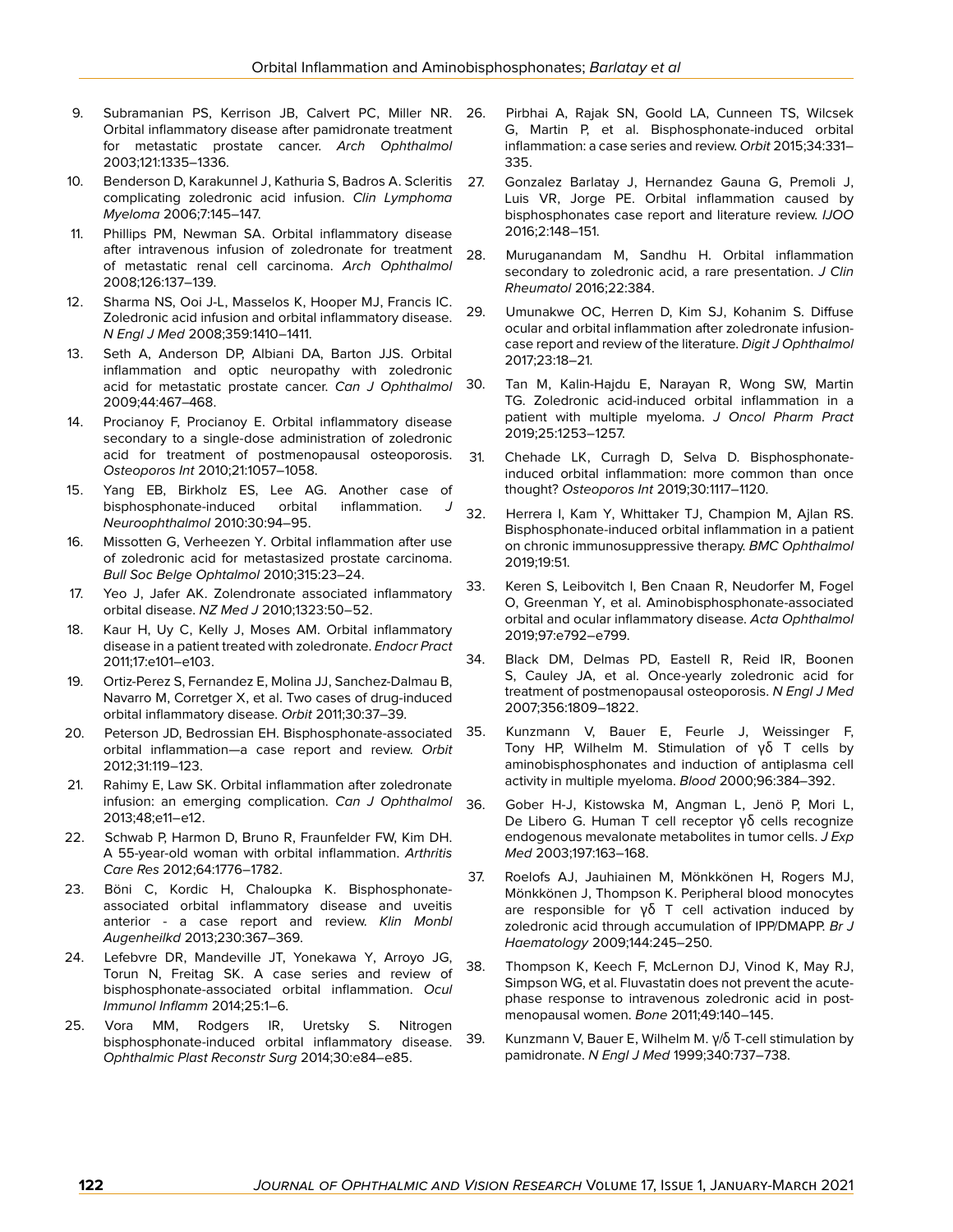9. Subramanian PS, Kerrison JB, Calvert PC, Miller NR. Orbital inflammatory disease after pamidronate treatment for metastatic prostate cancer. *Arch Ophthalmol* 2003;121:1335–1336.
10. Benderson D, Karakunnel J, Kathuria S, Badros A. Scleritis complicating zoledronic acid infusion. *Clin Lymphoma Myeloma* 2006;7:145–147.
11. Phillips PM, Newman SA. Orbital inflammatory disease after intravenous infusion of zoledronate for treatment of metastatic renal cell carcinoma. *Arch Ophthalmol* 2008;126:137–139.
12. Sharma NS, Ooi J-L, Masselos K, Hooper MJ, Francis IC. Zoledronic acid infusion and orbital inflammatory disease. *N Engl J Med* 2008;359:1410–1411.
13. Seth A, Anderson DP, Albiani DA, Barton JJS. Orbital inflammation and optic neuropathy with zoledronic acid for metastatic prostate cancer. *Can J Ophthalmol* 2009;44:467–468.
14. Procianoy F, Procianoy E. Orbital inflammatory disease secondary to a single-dose administration of zoledronic acid for treatment of postmenopausal osteoporosis. *Osteoporos Int* 2010;21:1057–1058.
15. Yang EB, Birkholz ES, Lee AG. Another case of bisphosphonate-induced orbital inflammation. *J Neuroophthalmol* 2010:30:94–95.
16. Missotten G, Verheezen Y. Orbital inflammation after use of zoledronic acid for metastasized prostate carcinoma. *Bull Soc Belge Ophtalmol* 2010;315:23–24.
17. Yeo J, Jafer AK. Zolendronate associated inflammatory orbital disease. *NZ Med J* 2010;1323:50–52.
18. Kaur H, Uy C, Kelly J, Moses AM. Orbital inflammatory disease in a patient treated with zoledronate. *Endocr Pract* 2011;17:e101–e103.
19. Ortiz-Perez S, Fernandez E, Molina JJ, Sanchez-Dalmau B, Navarro M, Corretger X, et al. Two cases of drug-induced orbital inflammatory disease. *Orbit* 2011;30:37–39.
20. Peterson JD, Bedrossian EH. Bisphosphonate-associated orbital inflammation—a case report and review. *Orbit* 2012;31:119–123.
21. Rahimy E, Law SK. Orbital inflammation after zoledronate infusion: an emerging complication. *Can J Ophthalmol* 2013;48;e11–e12.
22. Schwab P, Harmon D, Bruno R, Fraunfelder FW, Kim DH. A 55-year-old woman with orbital inflammation. *Arthritis Care Res* 2012;64:1776–1782.
23. Böni C, Kordic H, Chaloupka K. Bisphosphonate-associated orbital inflammatory disease and uveitis anterior - a case report and review. *Klin Monbl Augenheilkd* 2013;230:367–369.
24. Lefebvre DR, Mandeville JT, Yonekawa Y, Arroyo JG, Torun N, Freitag SK. A case series and review of bisphosphonate-associated orbital inflammation. *Ocul Immunol Inflamm* 2014;25:1–6.
25. Vora MM, Rodgers IR, Uretsky S. Nitrogen bisphosphonate-induced orbital inflammatory disease. *Ophthalmic Plast Reconstr Surg* 2014;30:e84–e85.
26. Pirbhai A, Rajak SN, Goold LA, Cunneen TS, Wilcsek G, Martin P, et al. Bisphosphonate-induced orbital inflammation: a case series and review. *Orbit* 2015;34:331–335.
27. Gonzalez Barlatay J, Hernandez Gauna G, Premoli J, Luis VR, Jorge PE. Orbital inflammation caused by bisphosphonates case report and literature review. *IJOO* 2016;2:148–151.
28. Muruganandam M, Sandhu H. Orbital inflammation secondary to zoledronic acid, a rare presentation. *J Clin Rheumatol* 2016;22:384.
29. Umunakwe OC, Herren D, Kim SJ, Kohanim S. Diffuse ocular and orbital inflammation after zoledronate infusion-case report and review of the literature. *Digit J Ophthalmol* 2017;23:18–21.
30. Tan M, Kalin-Hajdu E, Narayan R, Wong SW, Martin TG. Zoledronic acid-induced orbital inflammation in a patient with multiple myeloma. *J Oncol Pharm Pract* 2019;25:1253–1257.
31. Chehade LK, Curragh D, Selva D. Bisphosphonate-induced orbital inflammation: more common than once thought? *Osteoporos Int* 2019;30:1117–1120.
32. Herrera I, Kam Y, Whittaker TJ, Champion M, Ajlan RS. Bisphosphonate-induced orbital inflammation in a patient on chronic immunosuppressive therapy. *BMC Ophthalmol* 2019;19:51.
33. Keren S, Leibovitch I, Ben Cnaan R, Neudorfer M, Fogel O, Greenman Y, et al. Aminobisphosphonate-associated orbital and ocular inflammatory disease. *Acta Ophthalmol* 2019;97:e792–e799.
34. Black DM, Delmas PD, Eastell R, Reid IR, Boonen S, Cauley JA, et al. Once-yearly zoledronic acid for treatment of postmenopausal osteoporosis. *N Engl J Med* 2007;356:1809–1822.
35. Kunzmann V, Bauer E, Feurle J, Weissinger F, Tony HP, Wilhelm M. Stimulation of γδ T cells by aminobisphosphonates and induction of antiplasma cell activity in multiple myeloma. *Blood* 2000;96:384–392.
36. Gober H-J, Kistowska M, Angman L, Jenö P, Mori L, De Libero G. Human T cell receptor γδ cells recognize endogenous mevalonate metabolites in tumor cells. *J Exp Med* 2003;197:163–168.
37. Roelofs AJ, Jauhiainen M, Mönkkönen H, Rogers MJ, Mönkkönen J, Thompson K. Peripheral blood monocytes are responsible for γδ T cell activation induced by zoledronic acid through accumulation of IPP/DMAPP. *Br J Haematology* 2009;144:245–250.
38. Thompson K, Keech F, McLernon DJ, Vinod K, May RJ, Simpson WG, et al. Fluvastatin does not prevent the acute-phase response to intravenous zoledronic acid in post-menopausal women. *Bone* 2011;49:140–145.
39. Kunzmann V, Bauer E, Wilhelm M. γ/δ T-cell stimulation by pamidronate. *N Engl J Med* 1999;340:737–738.